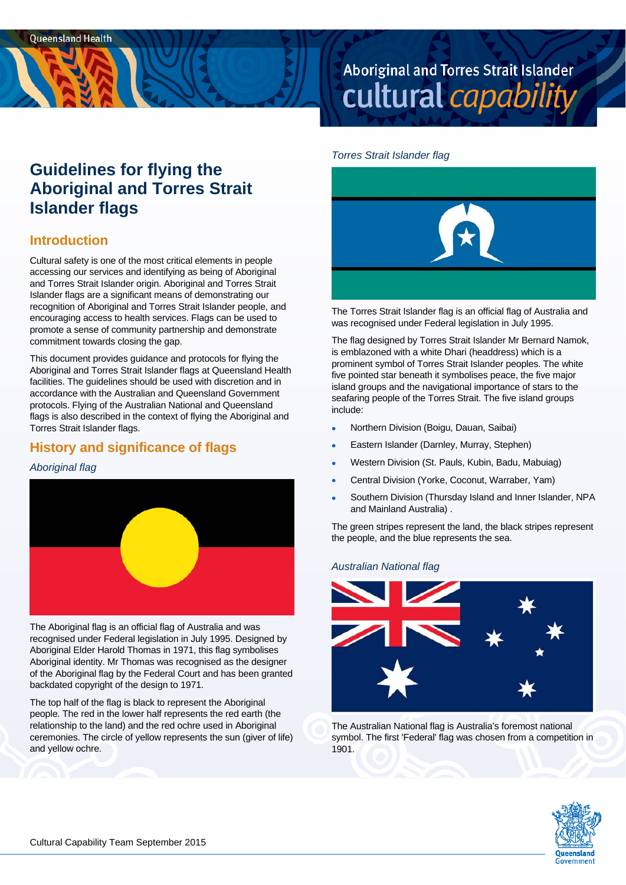# Guidelines for flying the Aboriginal and Torres Strait Islander flags

## Introduction

Cultural safety is one of the most critical elements in people accessing our services and identifying as being of Aboriginal and Torres Strait Islander origin. Aboriginal and Torres Strait Islander flags are a significant means of demonstrating our recognition of Aboriginal and Torres Strait Islander people, and encouraging access to health services. Flags can be used to promote a sense of community partnership and demonstrate commitment towards closing the gap.

This document provides guidance and protocols for flying the Aboriginal and Torres Strait Islander flags at Queensland Health facilities. The guidelines should be used with discretion and in accordance with the Australian and Queensland Government protocols. Flying of the Australian National and Queensland flags is also described in the context of flying the Aboriginal and Torres Strait Islander flags.

## History and significance of flags

*Aboriginal flag*

The Aboriginal flag is an official flag of Australia and was recognised under Federal legislation in July 1995. Designed by Aboriginal Elder Harold Thomas in 1971, this flag symbolises Aboriginal identity. Mr Thomas was recognised as the designer of the Aboriginal flag by the Federal Court and has been granted backdated copyright of the design to 1971.

The top half of the flag is black to represent the Aboriginal people. The red in the lower half represents the red earth (the relationship to the land) and the red ochre used in Aboriginal ceremonies. The circle of yellow represents the sun (giver of life) and yellow ochre.

*Torres Strait Islander flag*

The Torres Strait Islander flag is an official flag of Australia and was recognised under Federal legislation in July 1995.

The flag designed by Torres Strait Islander Mr Bernard Namok, is emblazoned with a white Dhari (headdress) which is a prominent symbol of Torres Strait Islander peoples. The white five pointed star beneath it symbolises peace, the five major island groups and the navigational importance of stars to the seafaring people of the Torres Strait. The five island groups include:

- Northern Division (Boigu, Dauan, Saibai)
- Eastern Islander (Darnley, Murray, Stephen)
- Western Division (St. Pauls, Kubin, Badu, Mabuiag)
- Central Division (Yorke, Coconut, Warraber, Yam)
- Southern Division (Thursday Island and Inner Islander, NPA and Mainland Australia) .

The green stripes represent the land, the black stripes represent the people, and the blue represents the sea.

*Australian National flag*

The Australian National flag is Australia's foremost national symbol. The first 'Federal' flag was chosen from a competition in 1901.

Cultural Capability Team September 2015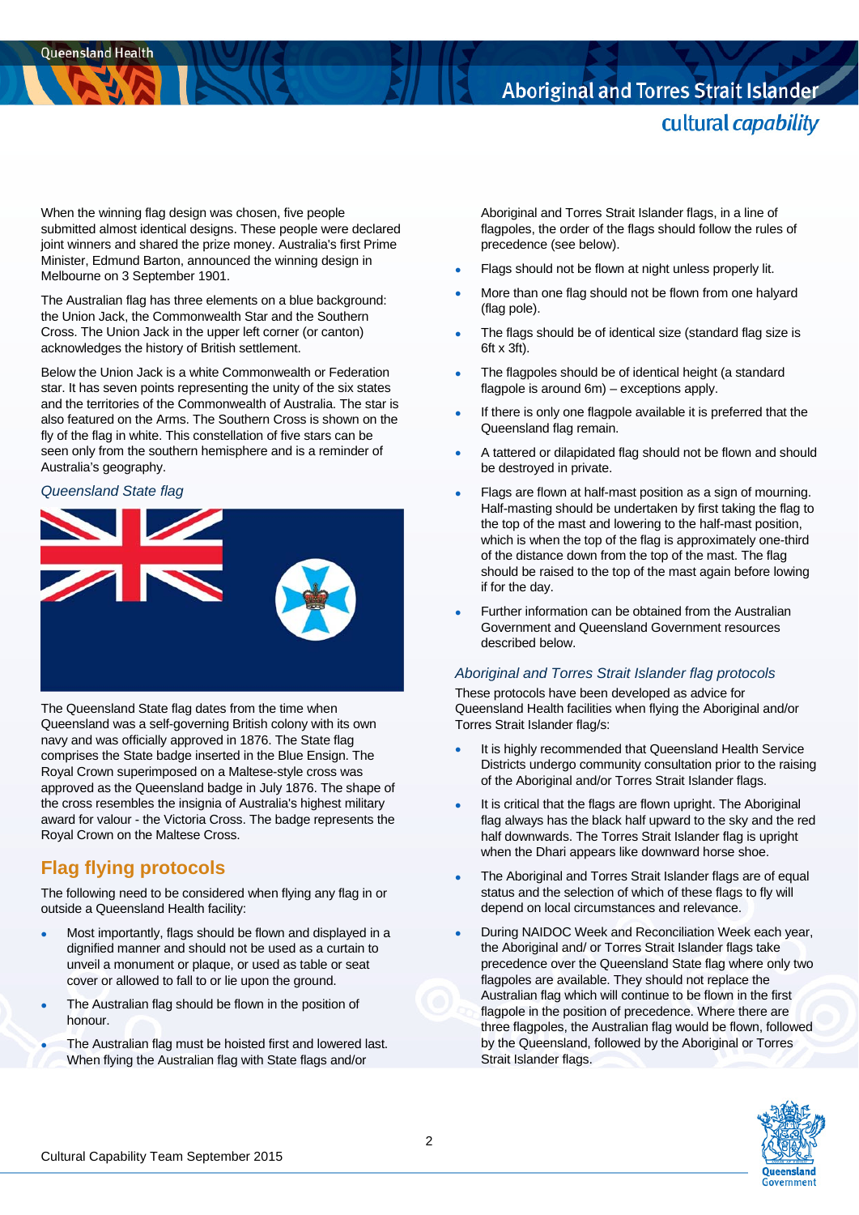When the winning flag design was chosen, five people submitted almost identical designs. These people were declared joint winners and shared the prize money. Australia's first Prime Minister, Edmund Barton, announced the winning design in Melbourne on 3 September 1901.

The Australian flag has three elements on a blue background: the Union Jack, the Commonwealth Star and the Southern Cross. The Union Jack in the upper left corner (or canton) acknowledges the history of British settlement.

Below the Union Jack is a white Commonwealth or Federation star. It has seven points representing the unity of the six states and the territories of the Commonwealth of Australia. The star is also featured on the Arms. The Southern Cross is shown on the fly of the flag in white. This constellation of five stars can be seen only from the southern hemisphere and is a reminder of Australia's geography.

*Queensland State flag*

The Queensland State flag dates from the time when Queensland was a self-governing British colony with its own navy and was officially approved in 1876. The State flag comprises the State badge inserted in the Blue Ensign. The Royal Crown superimposed on a Maltese-style cross was approved as the Queensland badge in July 1876. The shape of the cross resembles the insignia of Australia's highest military award for valour - the Victoria Cross. The badge represents the Royal Crown on the Maltese Cross.

## Flag flying protocols

The following need to be considered when flying any flag in or outside a Queensland Health facility:

- Most importantly, flags should be flown and displayed in a dignified manner and should not be used as a curtain to unveil a monument or plaque, or used as table or seat cover or allowed to fall to or lie upon the ground.
- The Australian flag should be flown in the position of honour.
- The Australian flag must be hoisted first and lowered last. When flying the Australian flag with State flags and/or Aboriginal and Torres Strait Islander flags, in a line of flagpoles, the order of the flags should follow the rules of precedence (see below).
- Flags should not be flown at night unless properly lit.
- More than one flag should not be flown from one halyard (flag pole).
- The flags should be of identical size (standard flag size is 6ft x 3ft).
- The flagpoles should be of identical height (a standard flagpole is around 6m) – exceptions apply.
- If there is only one flagpole available it is preferred that the Queensland flag remain.
- A tattered or dilapidated flag should not be flown and should be destroyed in private.
- Flags are flown at half-mast position as a sign of mourning. Half-masting should be undertaken by first taking the flag to the top of the mast and lowering to the half-mast position, which is when the top of the flag is approximately one-third of the distance down from the top of the mast. The flag should be raised to the top of the mast again before lowing if for the day.
- Further information can be obtained from the Australian Government and Queensland Government resources described below.

*Aboriginal and Torres Strait Islander flag protocols*

These protocols have been developed as advice for Queensland Health facilities when flying the Aboriginal and/or Torres Strait Islander flag/s:

- It is highly recommended that Queensland Health Service Districts undergo community consultation prior to the raising of the Aboriginal and/or Torres Strait Islander flags.
- It is critical that the flags are flown upright. The Aboriginal flag always has the black half upward to the sky and the red half downwards. The Torres Strait Islander flag is upright when the Dhari appears like downward horse shoe.
- The Aboriginal and Torres Strait Islander flags are of equal status and the selection of which of these flags to fly will depend on local circumstances and relevance.
- During NAIDOC Week and Reconciliation Week each year, the Aboriginal and/ or Torres Strait Islander flags take precedence over the Queensland State flag where only two flagpoles are available. They should not replace the Australian flag which will continue to be flown in the first flagpole in the position of precedence. Where there are three flagpoles, the Australian flag would be flown, followed by the Queensland, followed by the Aboriginal or Torres Strait Islander flags.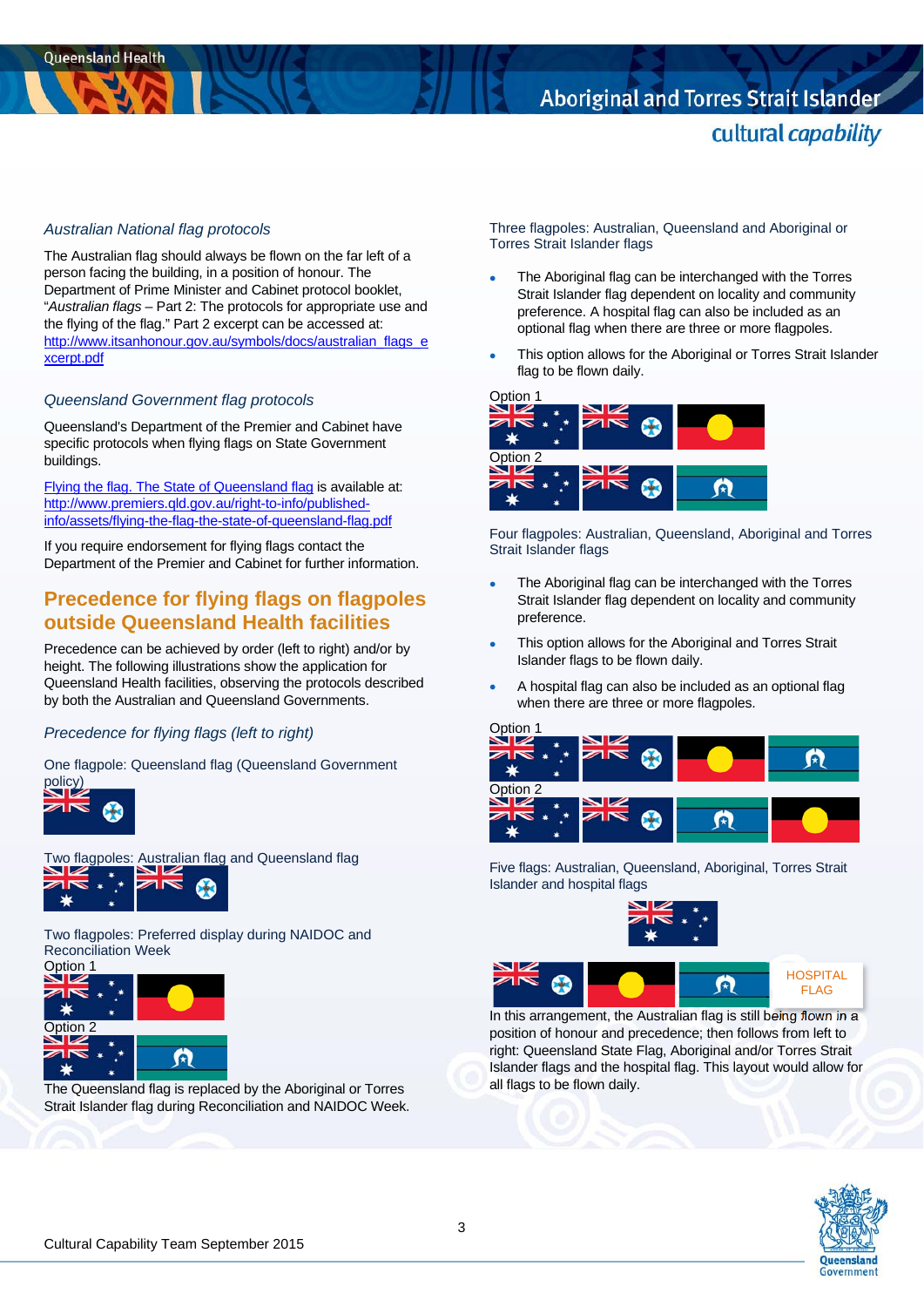*Australian National flag protocols*

The Australian flag should always be flown on the far left of a person facing the building, in a position of honour. The Department of Prime Minister and Cabinet protocol booklet, "*Australian flags* – Part 2: The protocols for appropriate use and the flying of the flag." Part 2 excerpt can be accessed at: http://www.itsanhonour.gov.au/symbols/docs/australian_flags_excerpt.pdf

*Queensland Government flag protocols*

Queensland's Department of the Premier and Cabinet have specific protocols when flying flags on State Government buildings.

Flying the flag. The State of Queensland flag is available at: http://www.premiers.qld.gov.au/right-to-info/published-info/assets/flying-the-flag-the-state-of-queensland-flag.pdf

If you require endorsement for flying flags contact the Department of the Premier and Cabinet for further information.

## Precedence for flying flags on flagpoles outside Queensland Health facilities

Precedence can be achieved by order (left to right) and/or by height. The following illustrations show the application for Queensland Health facilities, observing the protocols described by both the Australian and Queensland Governments.

*Precedence for flying flags (left to right)*

One flagpole: Queensland flag (Queensland Government policy)

Two flagpoles: Australian flag and Queensland flag

Two flagpoles: Preferred display during NAIDOC and Reconciliation Week

Option 1

Option 2

The Queensland flag is replaced by the Aboriginal or Torres Strait Islander flag during Reconciliation and NAIDOC Week.

Three flagpoles: Australian, Queensland and Aboriginal or Torres Strait Islander flags

- The Aboriginal flag can be interchanged with the Torres Strait Islander flag dependent on locality and community preference. A hospital flag can also be included as an optional flag when there are three or more flagpoles.
- This option allows for the Aboriginal or Torres Strait Islander flag to be flown daily.

Option 1

Option 2

Four flagpoles: Australian, Queensland, Aboriginal and Torres Strait Islander flags

- The Aboriginal flag can be interchanged with the Torres Strait Islander flag dependent on locality and community preference.
- This option allows for the Aboriginal and Torres Strait Islander flags to be flown daily.
- A hospital flag can also be included as an optional flag when there are three or more flagpoles.

Option 1

Option 2

Five flags: Australian, Queensland, Aboriginal, Torres Strait Islander and hospital flags

HOSPITAL FLAG

In this arrangement, the Australian flag is still being flown in a position of honour and precedence; then follows from left to right: Queensland State Flag, Aboriginal and/or Torres Strait Islander flags and the hospital flag. This layout would allow for all flags to be flown daily.

Cultural Capability Team September 2015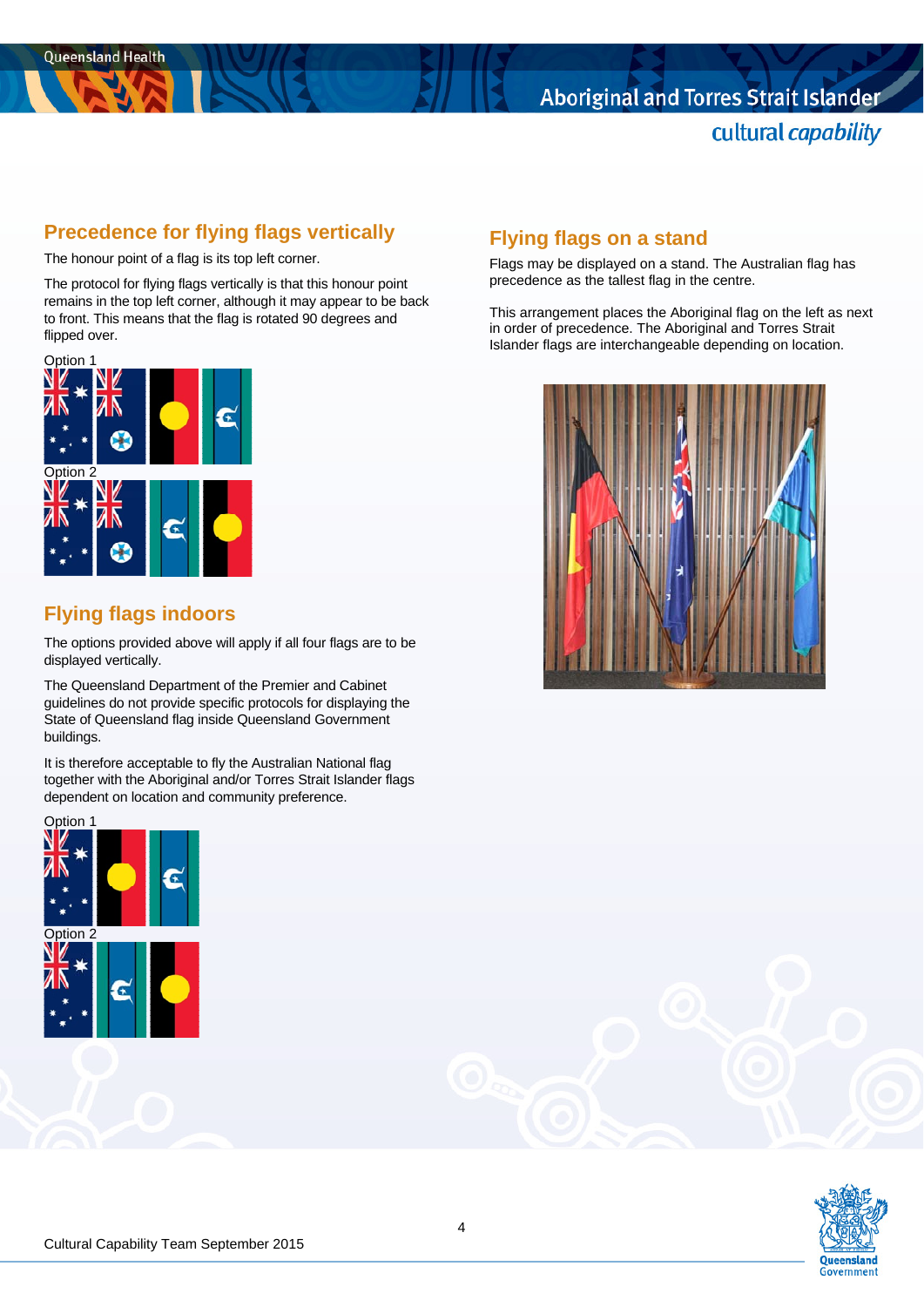## Precedence for flying flags vertically

The honour point of a flag is its top left corner.

The protocol for flying flags vertically is that this honour point remains in the top left corner, although it may appear to be back to front. This means that the flag is rotated 90 degrees and flipped over.

Option 1

Option 2

## Flying flags indoors

The options provided above will apply if all four flags are to be displayed vertically.

The Queensland Department of the Premier and Cabinet guidelines do not provide specific protocols for displaying the State of Queensland flag inside Queensland Government buildings.

It is therefore acceptable to fly the Australian National flag together with the Aboriginal and/or Torres Strait Islander flags dependent on location and community preference.

Option 1

Option 2

## Flying flags on a stand

Flags may be displayed on a stand. The Australian flag has precedence as the tallest flag in the centre.

This arrangement places the Aboriginal flag on the left as next in order of precedence. The Aboriginal and Torres Strait Islander flags are interchangeable depending on location.

Cultural Capability Team September 2015